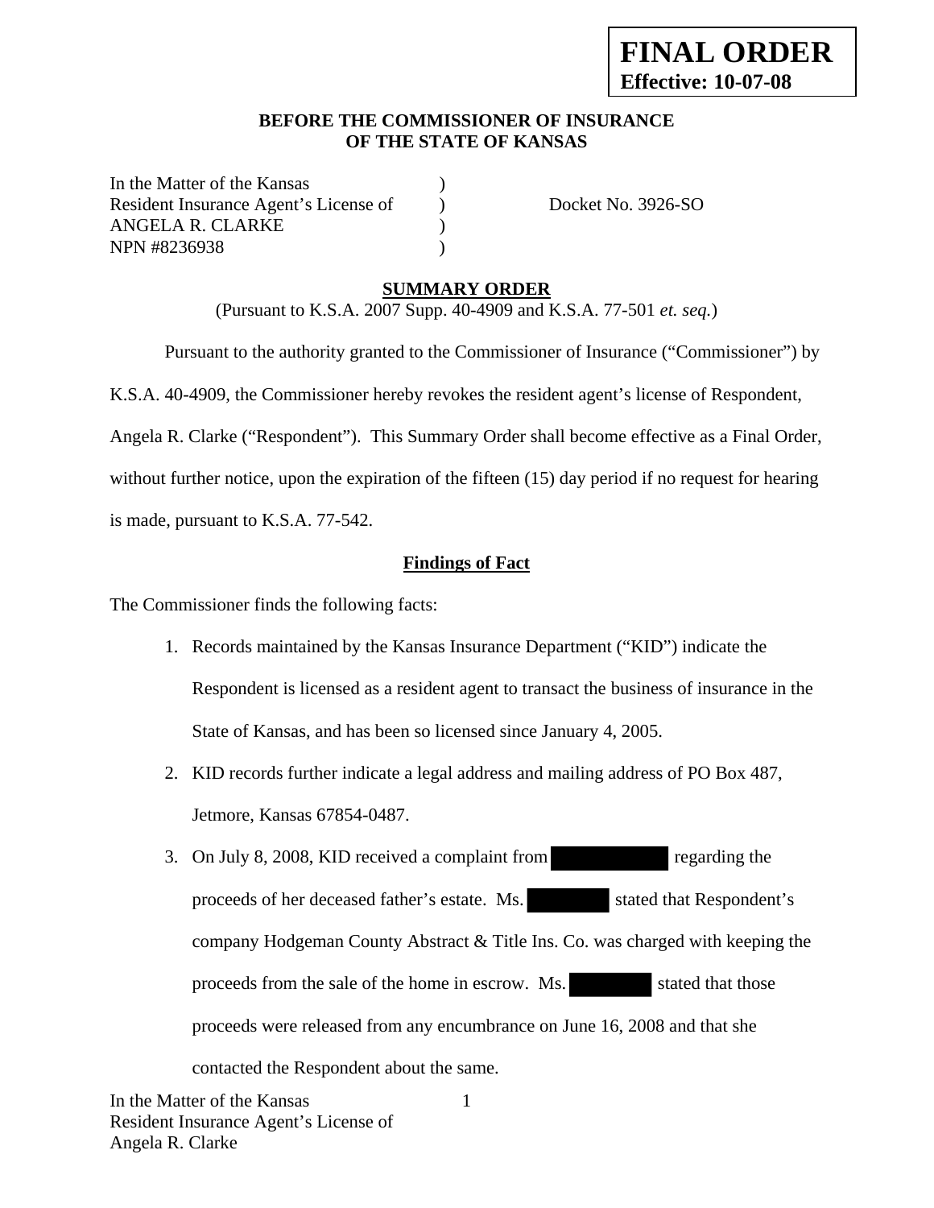**FINAL ORDER**
**Effective: 10-07-08**

**BEFORE THE COMMISSIONER OF INSURANCE**
**OF THE STATE OF KANSAS**

In the Matter of the Kansas )
Resident Insurance Agent's License of ) Docket No. 3926-SO
ANGELA R. CLARKE )
NPN #8236938 )

## SUMMARY ORDER

(Pursuant to K.S.A. 2007 Supp. 40-4909 and K.S.A. 77-501 *et. seq.*)

Pursuant to the authority granted to the Commissioner of Insurance ("Commissioner") by K.S.A. 40-4909, the Commissioner hereby revokes the resident agent's license of Respondent, Angela R. Clarke ("Respondent"). This Summary Order shall become effective as a Final Order, without further notice, upon the expiration of the fifteen (15) day period if no request for hearing is made, pursuant to K.S.A. 77-542.

### Findings of Fact

The Commissioner finds the following facts:

1. Records maintained by the Kansas Insurance Department ("KID") indicate the Respondent is licensed as a resident agent to transact the business of insurance in the State of Kansas, and has been so licensed since January 4, 2005.
2. KID records further indicate a legal address and mailing address of PO Box 487, Jetmore, Kansas 67854-0487.
3. On July 8, 2008, KID received a complaint from [REDACTED] regarding the proceeds of her deceased father's estate. Ms. [REDACTED] stated that Respondent's company Hodgeman County Abstract & Title Ins. Co. was charged with keeping the proceeds from the sale of the home in escrow. Ms. [REDACTED] stated that those proceeds were released from any encumbrance on June 16, 2008 and that she contacted the Respondent about the same.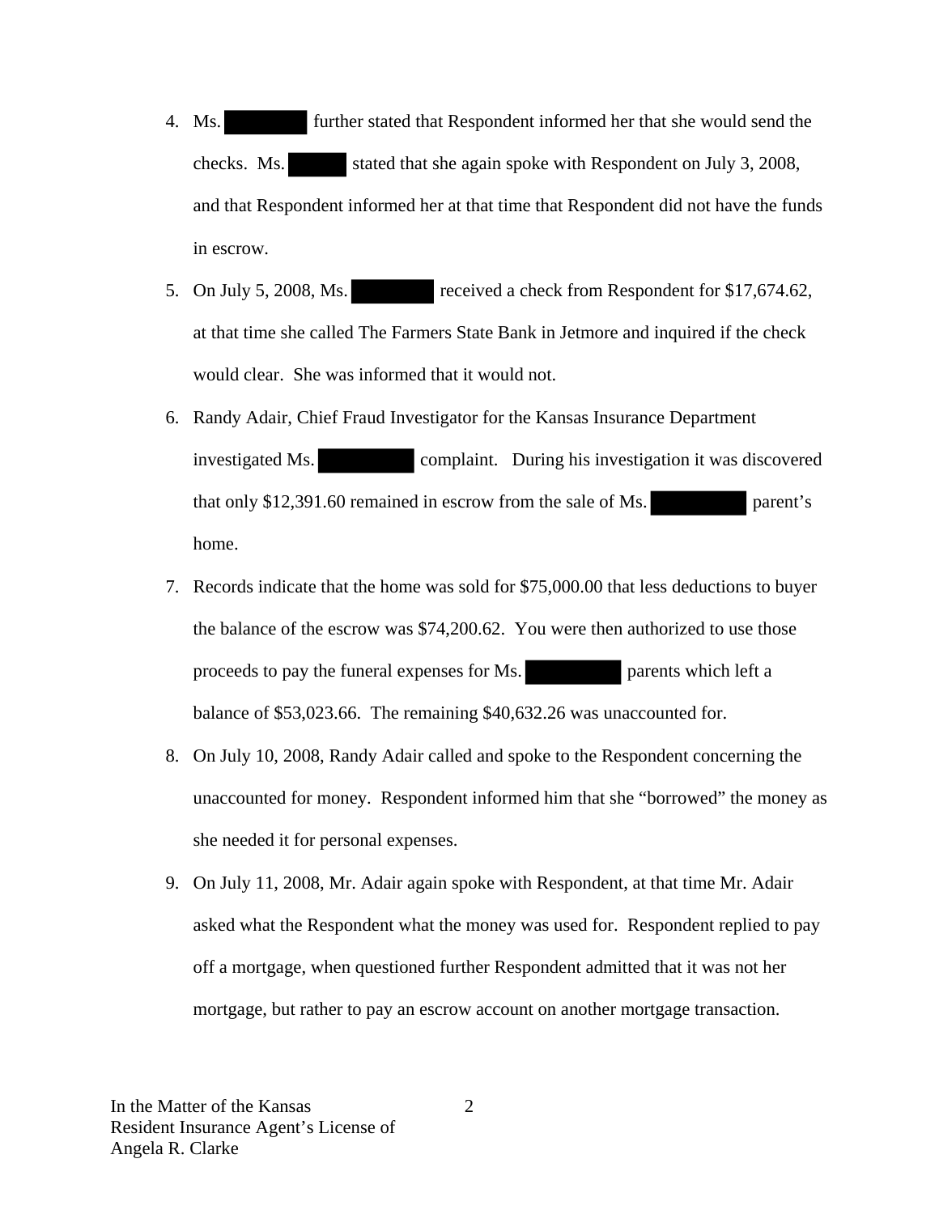4. Ms. ██████ further stated that Respondent informed her that she would send the checks. Ms. ████ stated that she again spoke with Respondent on July 3, 2008, and that Respondent informed her at that time that Respondent did not have the funds in escrow.

5. On July 5, 2008, Ms. ██████ received a check from Respondent for $17,674.62, at that time she called The Farmers State Bank in Jetmore and inquired if the check would clear. She was informed that it would not.

6. Randy Adair, Chief Fraud Investigator for the Kansas Insurance Department investigated Ms. ███████ complaint. During his investigation it was discovered that only $12,391.60 remained in escrow from the sale of Ms. ███████ parent's home.

7. Records indicate that the home was sold for $75,000.00 that less deductions to buyer the balance of the escrow was $74,200.62. You were then authorized to use those proceeds to pay the funeral expenses for Ms. ███████ parents which left a balance of $53,023.66. The remaining $40,632.26 was unaccounted for.

8. On July 10, 2008, Randy Adair called and spoke to the Respondent concerning the unaccounted for money. Respondent informed him that she "borrowed" the money as she needed it for personal expenses.

9. On July 11, 2008, Mr. Adair again spoke with Respondent, at that time Mr. Adair asked what the Respondent what the money was used for. Respondent replied to pay off a mortgage, when questioned further Respondent admitted that it was not her mortgage, but rather to pay an escrow account on another mortgage transaction.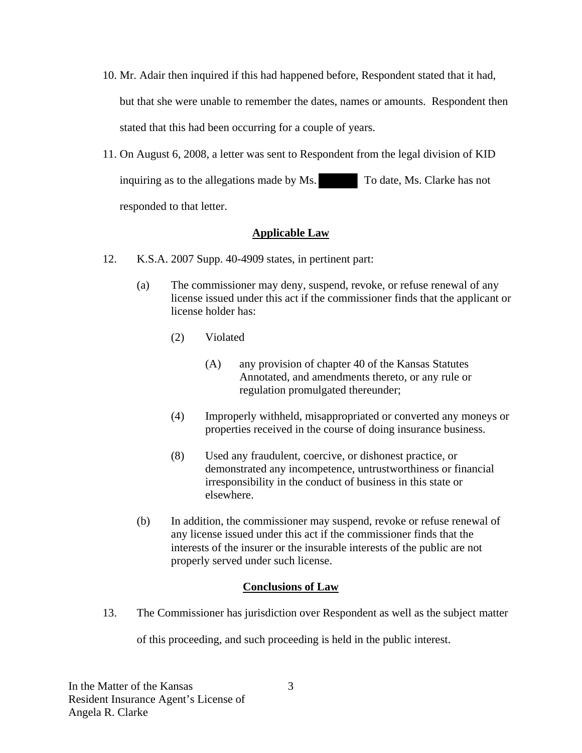10. Mr. Adair then inquired if this had happened before, Respondent stated that it had, but that she were unable to remember the dates, names or amounts. Respondent then stated that this had been occurring for a couple of years.

11. On August 6, 2008, a letter was sent to Respondent from the legal division of KID inquiring as to the allegations made by Ms. ██████ To date, Ms. Clarke has not responded to that letter.

## Applicable Law

12. K.S.A. 2007 Supp. 40-4909 states, in pertinent part:

    (a) The commissioner may deny, suspend, revoke, or refuse renewal of any license issued under this act if the commissioner finds that the applicant or license holder has:

    > (2) Violated
    >
    > > (A) any provision of chapter 40 of the Kansas Statutes Annotated, and amendments thereto, or any rule or regulation promulgated thereunder;
    >
    > (4) Improperly withheld, misappropriated or converted any moneys or properties received in the course of doing insurance business.
    >
    > (8) Used any fraudulent, coercive, or dishonest practice, or demonstrated any incompetence, untrustworthiness or financial irresponsibility in the conduct of business in this state or elsewhere.

    (b) In addition, the commissioner may suspend, revoke or refuse renewal of any license issued under this act if the commissioner finds that the interests of the insurer or the insurable interests of the public are not properly served under such license.

## Conclusions of Law

13. The Commissioner has jurisdiction over Respondent as well as the subject matter of this proceeding, and such proceeding is held in the public interest.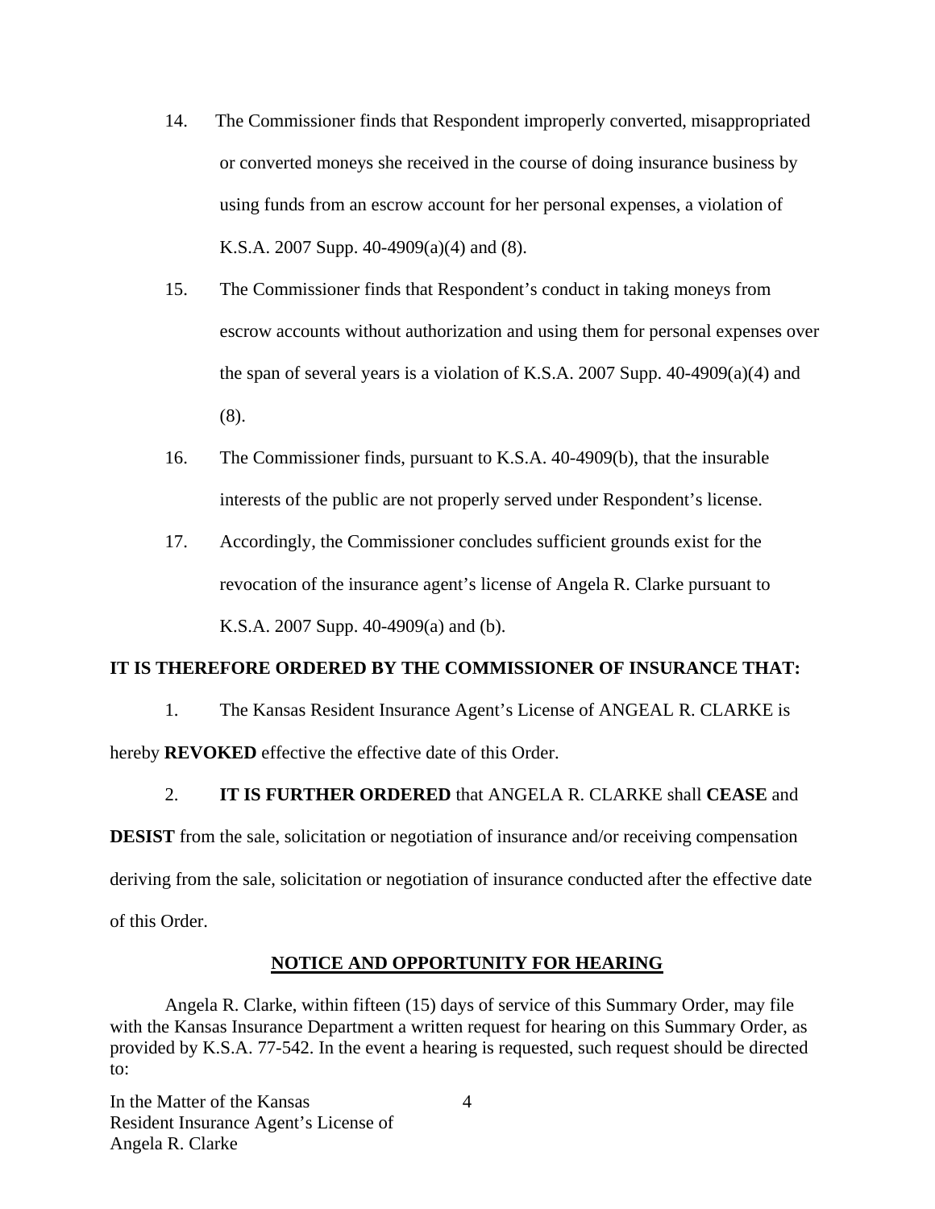14. The Commissioner finds that Respondent improperly converted, misappropriated or converted moneys she received in the course of doing insurance business by using funds from an escrow account for her personal expenses, a violation of K.S.A. 2007 Supp. 40-4909(a)(4) and (8).

15. The Commissioner finds that Respondent's conduct in taking moneys from escrow accounts without authorization and using them for personal expenses over the span of several years is a violation of K.S.A. 2007 Supp. 40-4909(a)(4) and (8).

16. The Commissioner finds, pursuant to K.S.A. 40-4909(b), that the insurable interests of the public are not properly served under Respondent's license.

17. Accordingly, the Commissioner concludes sufficient grounds exist for the revocation of the insurance agent's license of Angela R. Clarke pursuant to K.S.A. 2007 Supp. 40-4909(a) and (b).

**IT IS THEREFORE ORDERED BY THE COMMISSIONER OF INSURANCE THAT:**

1. The Kansas Resident Insurance Agent's License of ANGEAL R. CLARKE is hereby **REVOKED** effective the effective date of this Order.

2. **IT IS FURTHER ORDERED** that ANGELA R. CLARKE shall **CEASE** and **DESIST** from the sale, solicitation or negotiation of insurance and/or receiving compensation deriving from the sale, solicitation or negotiation of insurance conducted after the effective date of this Order.

## NOTICE AND OPPORTUNITY FOR HEARING

Angela R. Clarke, within fifteen (15) days of service of this Summary Order, may file with the Kansas Insurance Department a written request for hearing on this Summary Order, as provided by K.S.A. 77-542. In the event a hearing is requested, such request should be directed to: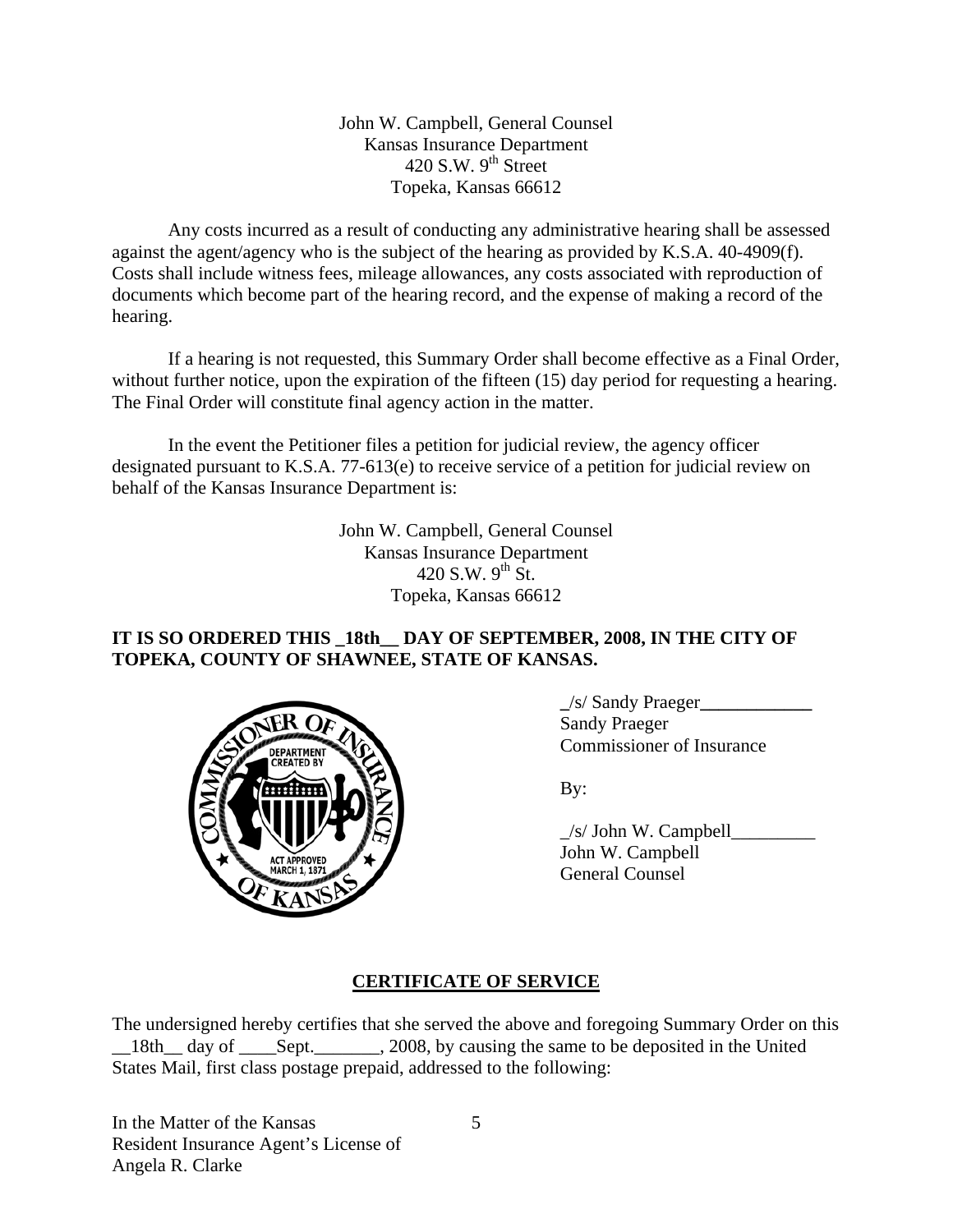John W. Campbell, General Counsel
Kansas Insurance Department
420 S.W. 9th Street
Topeka, Kansas 66612

Any costs incurred as a result of conducting any administrative hearing shall be assessed against the agent/agency who is the subject of the hearing as provided by K.S.A. 40-4909(f). Costs shall include witness fees, mileage allowances, any costs associated with reproduction of documents which become part of the hearing record, and the expense of making a record of the hearing.

If a hearing is not requested, this Summary Order shall become effective as a Final Order, without further notice, upon the expiration of the fifteen (15) day period for requesting a hearing. The Final Order will constitute final agency action in the matter.

In the event the Petitioner files a petition for judicial review, the agency officer designated pursuant to K.S.A. 77-613(e) to receive service of a petition for judicial review on behalf of the Kansas Insurance Department is:

John W. Campbell, General Counsel
Kansas Insurance Department
420 S.W. 9th St.
Topeka, Kansas 66612

**IT IS SO ORDERED THIS _18th__ DAY OF SEPTEMBER, 2008, IN THE CITY OF TOPEKA, COUNTY OF SHAWNEE, STATE OF KANSAS.**

_/s/ Sandy Praeger____________
Sandy Praeger
Commissioner of Insurance

By:

_/s/ John W. Campbell_________
John W. Campbell
General Counsel

## CERTIFICATE OF SERVICE

The undersigned hereby certifies that she served the above and foregoing Summary Order on this __18th__ day of ____Sept._______, 2008, by causing the same to be deposited in the United States Mail, first class postage prepaid, addressed to the following: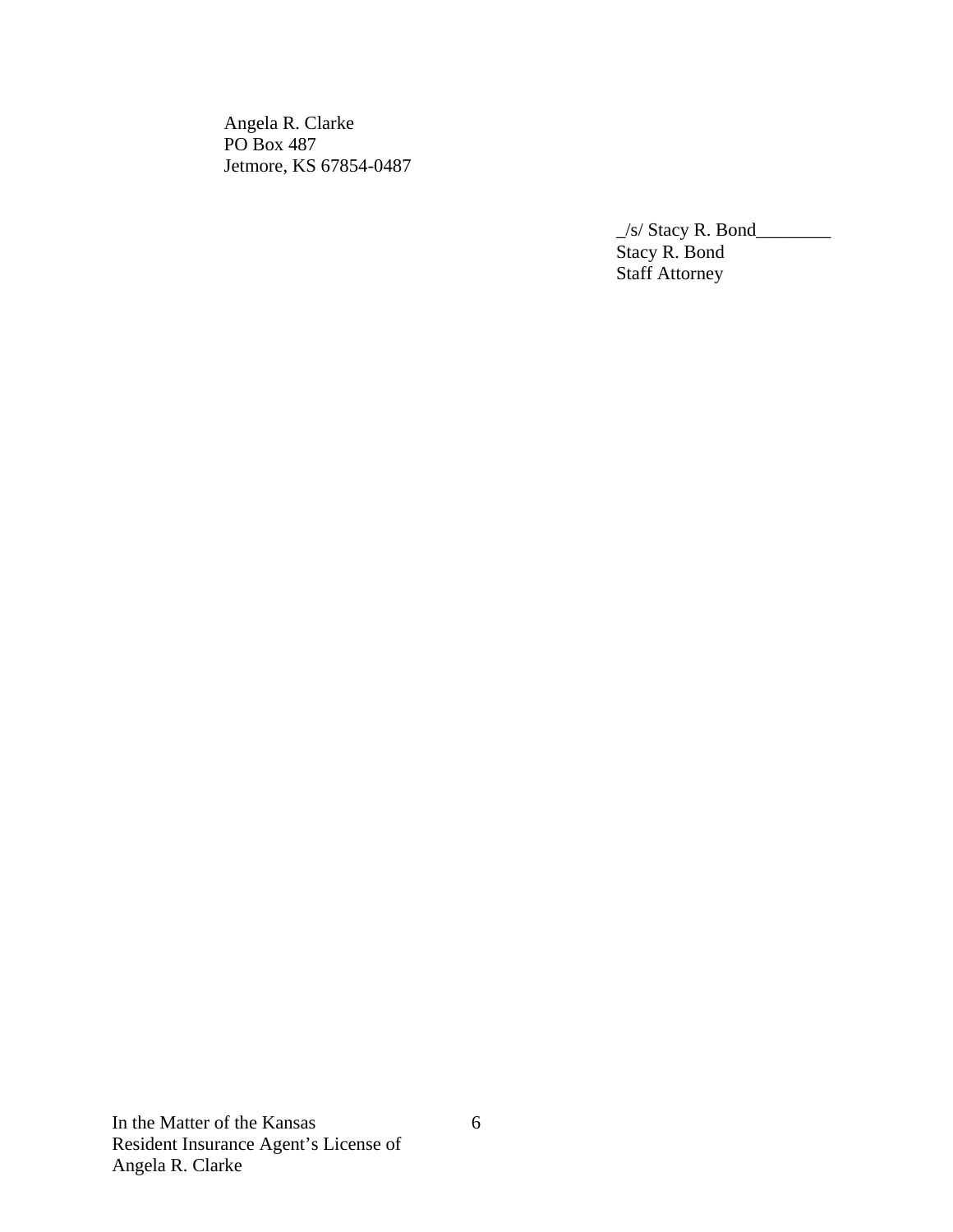Angela R. Clarke
PO Box 487
Jetmore, KS 67854-0487

_/s/ Stacy R. Bond________
Stacy R. Bond
Staff Attorney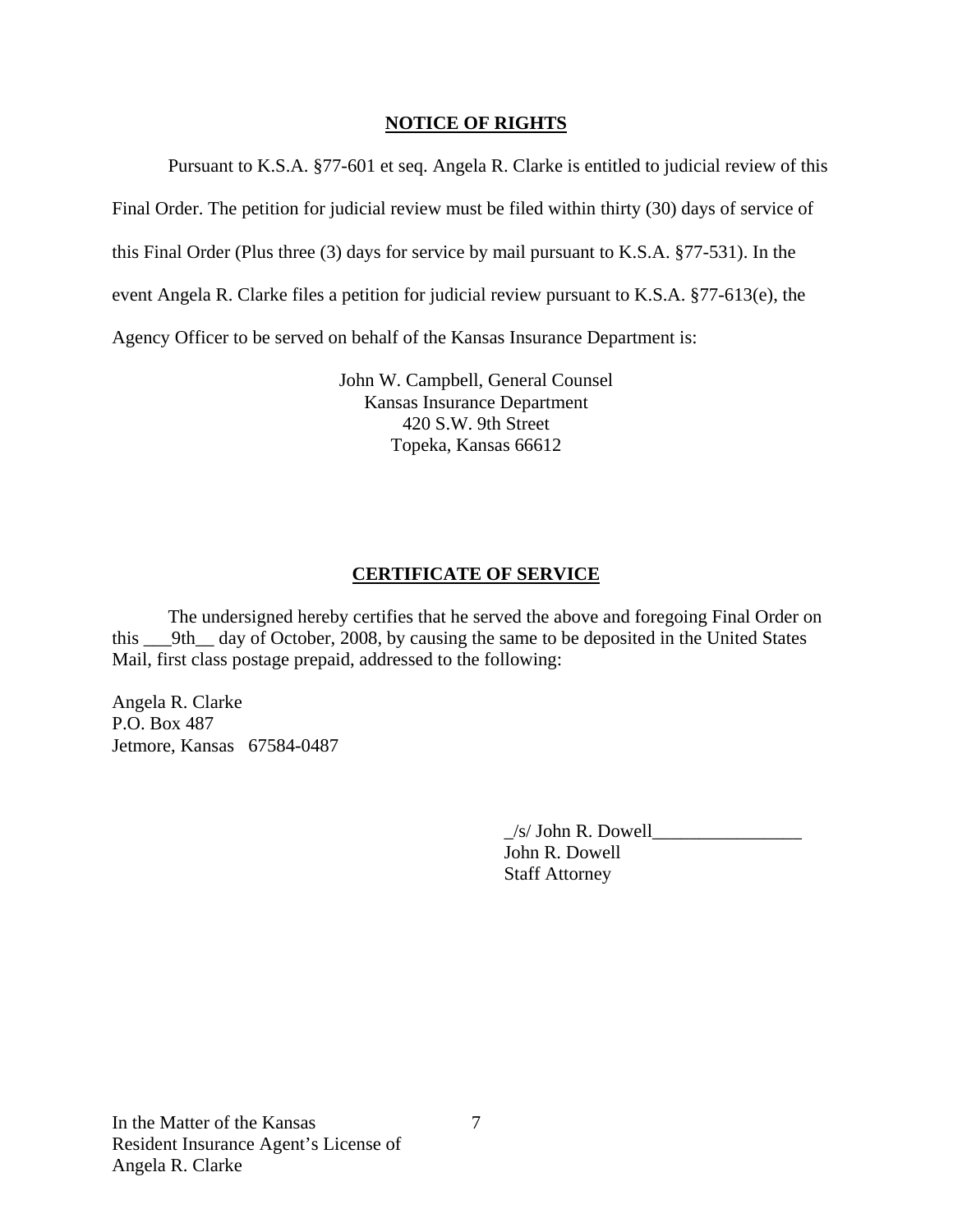## NOTICE OF RIGHTS

Pursuant to K.S.A. §77-601 et seq. Angela R. Clarke is entitled to judicial review of this Final Order. The petition for judicial review must be filed within thirty (30) days of service of this Final Order (Plus three (3) days for service by mail pursuant to K.S.A. §77-531). In the event Angela R. Clarke files a petition for judicial review pursuant to K.S.A. §77-613(e), the Agency Officer to be served on behalf of the Kansas Insurance Department is:

John W. Campbell, General Counsel
Kansas Insurance Department
420 S.W. 9th Street
Topeka, Kansas 66612

## CERTIFICATE OF SERVICE

The undersigned hereby certifies that he served the above and foregoing Final Order on this ___9th__ day of October, 2008, by causing the same to be deposited in the United States Mail, first class postage prepaid, addressed to the following:

Angela R. Clarke
P.O. Box 487
Jetmore, Kansas 67584-0487

_/s/ John R. Dowell________________
John R. Dowell
Staff Attorney